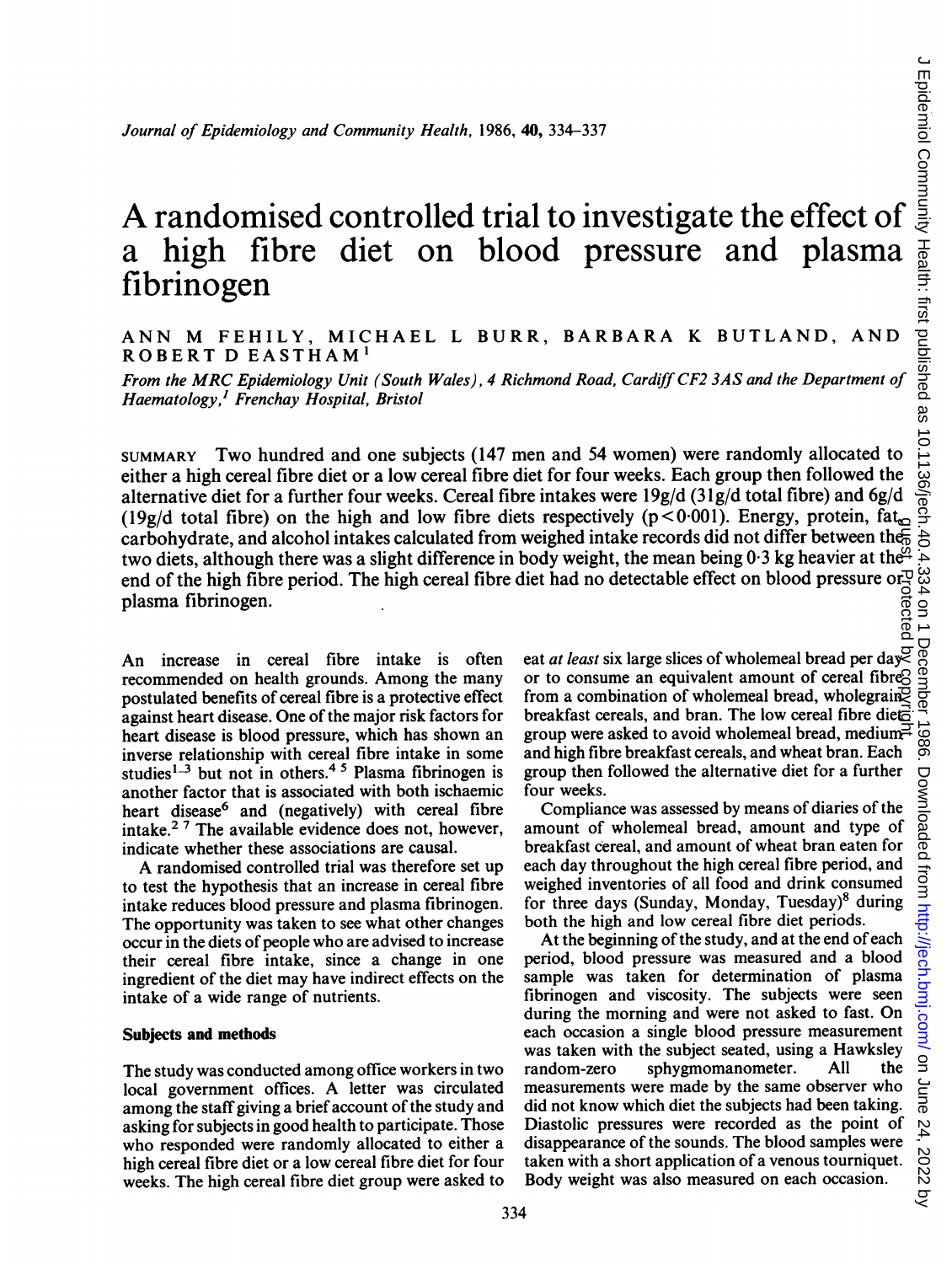# A randomised controlled trial to investigate the effect of a high fibre diet on blood pressure and plasma fibrinogen

ANN M FEHILY, MICHAEL L BURR, BARBARA K BUTLAND, AND ROBERT D EASTHAM[1]

*From the MRC Epidemiology Unit (South Wales), 4 Richmond Road, Cardiff CF2 3AS and the Department of Haematology,[1] Frenchay Hospital, Bristol*

SUMMARY Two hundred and one subjects (147 men and 54 women) were randomly allocated to either a high cereal fibre diet or a low cereal fibre diet for four weeks. Each group then followed the alternative diet for a further four weeks. Cereal fibre intakes were 19g/d (31g/d total fibre) and 6g/d (19g/d total fibre) on the high and low fibre diets respectively ($p<0.001$). Energy, protein, fat, carbohydrate, and alcohol intakes calculated from weighed intake records did not differ between the two diets, although there was a slight difference in body weight, the mean being 0·3 kg heavier at the end of the high fibre period. The high cereal fibre diet had no detectable effect on blood pressure or plasma fibrinogen.

An increase in cereal fibre intake is often recommended on health grounds. Among the many postulated benefits of cereal fibre is a protective effect against heart disease. One of the major risk factors for heart disease is blood pressure, which has shown an inverse relationship with cereal fibre intake in some studies[1-3] but not in others.[4 5] Plasma fibrinogen is another factor that is associated with both ischaemic heart disease[6] and (negatively) with cereal fibre intake.[2 7] The available evidence does not, however, indicate whether these associations are causal.

A randomised controlled trial was therefore set up to test the hypothesis that an increase in cereal fibre intake reduces blood pressure and plasma fibrinogen. The opportunity was taken to see what other changes occur in the diets of people who are advised to increase their cereal fibre intake, since a change in one ingredient of the diet may have indirect effects on the intake of a wide range of nutrients.

## Subjects and methods

The study was conducted among office workers in two local government offices. A letter was circulated among the staff giving a brief account of the study and asking for subjects in good health to participate. Those who responded were randomly allocated to either a high cereal fibre diet or a low cereal fibre diet for four weeks. The high cereal fibre diet group were asked to eat *at least* six large slices of wholemeal bread per day or to consume an equivalent amount of cereal fibre from a combination of wholemeal bread, wholegrain breakfast cereals, and bran. The low cereal fibre diet group were asked to avoid wholemeal bread, medium and high fibre breakfast cereals, and wheat bran. Each group then followed the alternative diet for a further four weeks.

Compliance was assessed by means of diaries of the amount of wholemeal bread, amount and type of breakfast cereal, and amount of wheat bran eaten for each day throughout the high cereal fibre period, and weighed inventories of all food and drink consumed for three days (Sunday, Monday, Tuesday)[8] during both the high and low cereal fibre diet periods.

At the beginning of the study, and at the end of each period, blood pressure was measured and a blood sample was taken for determination of plasma fibrinogen and viscosity. The subjects were seen during the morning and were not asked to fast. On each occasion a single blood pressure measurement was taken with the subject seated, using a Hawksley random-zero sphygmomanometer. All the measurements were made by the same observer who did not know which diet the subjects had been taking. Diastolic pressures were recorded as the point of disappearance of the sounds. The blood samples were taken with a short application of a venous tourniquet. Body weight was also measured on each occasion.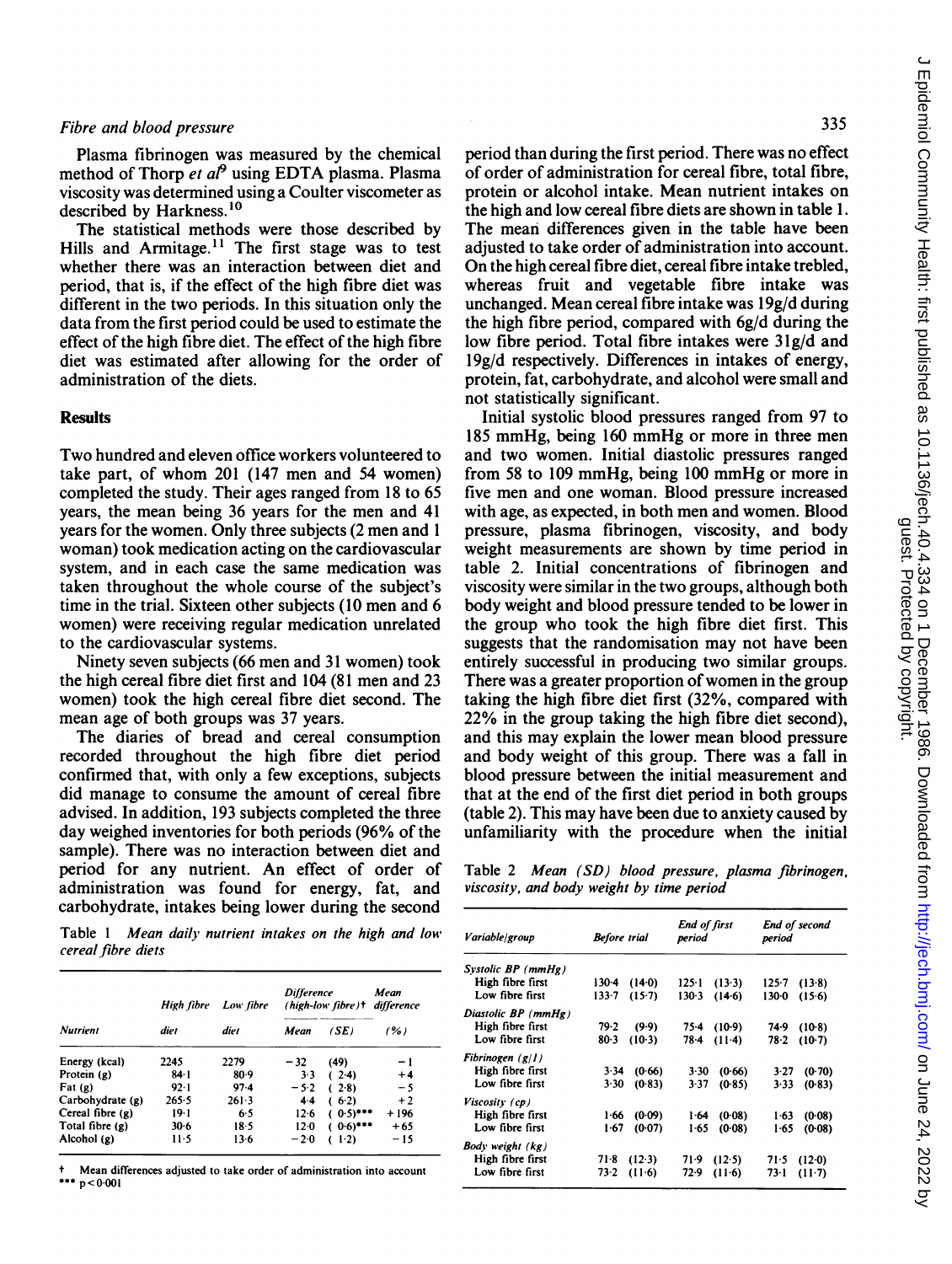Plasma fibrinogen was measured by the chemical method of Thorp *et al*[9] using EDTA plasma. Plasma viscosity was determined using a Coulter viscometer as described by Harkness.[10]

The statistical methods were those described by Hills and Armitage.[11] The first stage was to test whether there was an interaction between diet and period, that is, if the effect of the high fibre diet was different in the two periods. In this situation only the data from the first period could be used to estimate the effect of the high fibre diet. The effect of the high fibre diet was estimated after allowing for the order of administration of the diets.

## Results

Two hundred and eleven office workers volunteered to take part, of whom 201 (147 men and 54 women) completed the study. Their ages ranged from 18 to 65 years, the mean being 36 years for the men and 41 years for the women. Only three subjects (2 men and 1 woman) took medication acting on the cardiovascular system, and in each case the same medication was taken throughout the whole course of the subject's time in the trial. Sixteen other subjects (10 men and 6 women) were receiving regular medication unrelated to the cardiovascular systems.

Ninety seven subjects (66 men and 31 women) took the high cereal fibre diet first and 104 (81 men and 23 women) took the high cereal fibre diet second. The mean age of both groups was 37 years.

The diaries of bread and cereal consumption recorded throughout the high fibre diet period confirmed that, with only a few exceptions, subjects did manage to consume the amount of cereal fibre advised. In addition, 193 subjects completed the three day weighed inventories for both periods (96% of the sample). There was no interaction between diet and period for any nutrient. An effect of order of administration was found for energy, fat, and carbohydrate, intakes being lower during the second period than during the first period. There was no effect of order of administration for cereal fibre, total fibre, protein or alcohol intake. Mean nutrient intakes on the high and low cereal fibre diets are shown in table 1. The mean differences given in the table have been adjusted to take order of administration into account. On the high cereal fibre diet, cereal fibre intake trebled, whereas fruit and vegetable fibre intake was unchanged. Mean cereal fibre intake was 19g/d during the high fibre period, compared with 6g/d during the low fibre period. Total fibre intakes were 31g/d and 19g/d respectively. Differences in intakes of energy, protein, fat, carbohydrate, and alcohol were small and not statistically significant.

Table 1 *Mean daily nutrient intakes on the high and low cereal fibre diets*

| Nutrient | High fibre diet | Low fibre diet | Difference (high-low fibre)† Mean | (SE) | Mean difference (%) |
|---|---|---|---|---|---|
| Energy (kcal) | 2245 | 2279 | −32 | (49) | −1 |
| Protein (g) | 84·1 | 80·9 | 3·3 | (2·4) | +4 |
| Fat (g) | 92·1 | 97·4 | −5·2 | (2·8) | −5 |
| Carbohydrate (g) | 265·5 | 261·3 | 4·4 | (6·2) | +2 |
| Cereal fibre (g) | 19·1 | 6·5 | 12·6 | (0·5)*** | +196 |
| Total fibre (g) | 30·6 | 18·5 | 12·0 | (0·6)*** | +65 |
| Alcohol (g) | 11·5 | 13·6 | −2·0 | (1·2) | −15 |

† Mean differences adjusted to take order of administration into account
*** $p<0{\cdot}001$

Initial systolic blood pressures ranged from 97 to 185 mmHg, being 160 mmHg or more in three men and two women. Initial diastolic pressures ranged from 58 to 109 mmHg, being 100 mmHg or more in five men and one woman. Blood pressure increased with age, as expected, in both men and women. Blood pressure, plasma fibrinogen, viscosity, and body weight measurements are shown by time period in table 2. Initial concentrations of fibrinogen and viscosity were similar in the two groups, although both body weight and blood pressure tended to be lower in the group who took the high fibre diet first. This suggests that the randomisation may not have been entirely successful in producing two similar groups. There was a greater proportion of women in the group taking the high fibre diet first (32%, compared with 22% in the group taking the high fibre diet second), and this may explain the lower mean blood pressure and body weight of this group. There was a fall in blood pressure between the initial measurement and that at the end of the first diet period in both groups (table 2). This may have been due to anxiety caused by unfamiliarity with the procedure when the initial

Table 2 *Mean (SD) blood pressure, plasma fibrinogen, viscosity, and body weight by time period*

| Variable/group | Before trial | | End of first period | | End of second period | |
|---|---|---|---|---|---|---|
| *Systolic BP (mmHg)* | | | | | | |
| High fibre first | 130·4 | (14·0) | 125·1 | (13·3) | 125·7 | (13·8) |
| Low fibre first | 133·7 | (15·7) | 130·3 | (14·6) | 130·0 | (15·6) |
| *Diastolic BP (mmHg)* | | | | | | |
| High fibre first | 79·2 | (9·9) | 75·4 | (10·9) | 74·9 | (10·8) |
| Low fibre first | 80·3 | (10·3) | 78·4 | (11·4) | 78·2 | (10·7) |
| *Fibrinogen (g/l)* | | | | | | |
| High fibre first | 3·34 | (0·66) | 3·30 | (0·66) | 3·27 | (0·70) |
| Low fibre first | 3·30 | (0·83) | 3·37 | (0·85) | 3·33 | (0·83) |
| *Viscosity (cp)* | | | | | | |
| High fibre first | 1·66 | (0·09) | 1·64 | (0·08) | 1·63 | (0·08) |
| Low fibre first | 1·67 | (0·07) | 1·65 | (0·08) | 1·65 | (0·08) |
| *Body weight (kg)* | | | | | | |
| High fibre first | 71·8 | (12·3) | 71·9 | (12·5) | 71·5 | (12·0) |
| Low fibre first | 73·2 | (11·6) | 72·9 | (11·6) | 73·1 | (11·7) |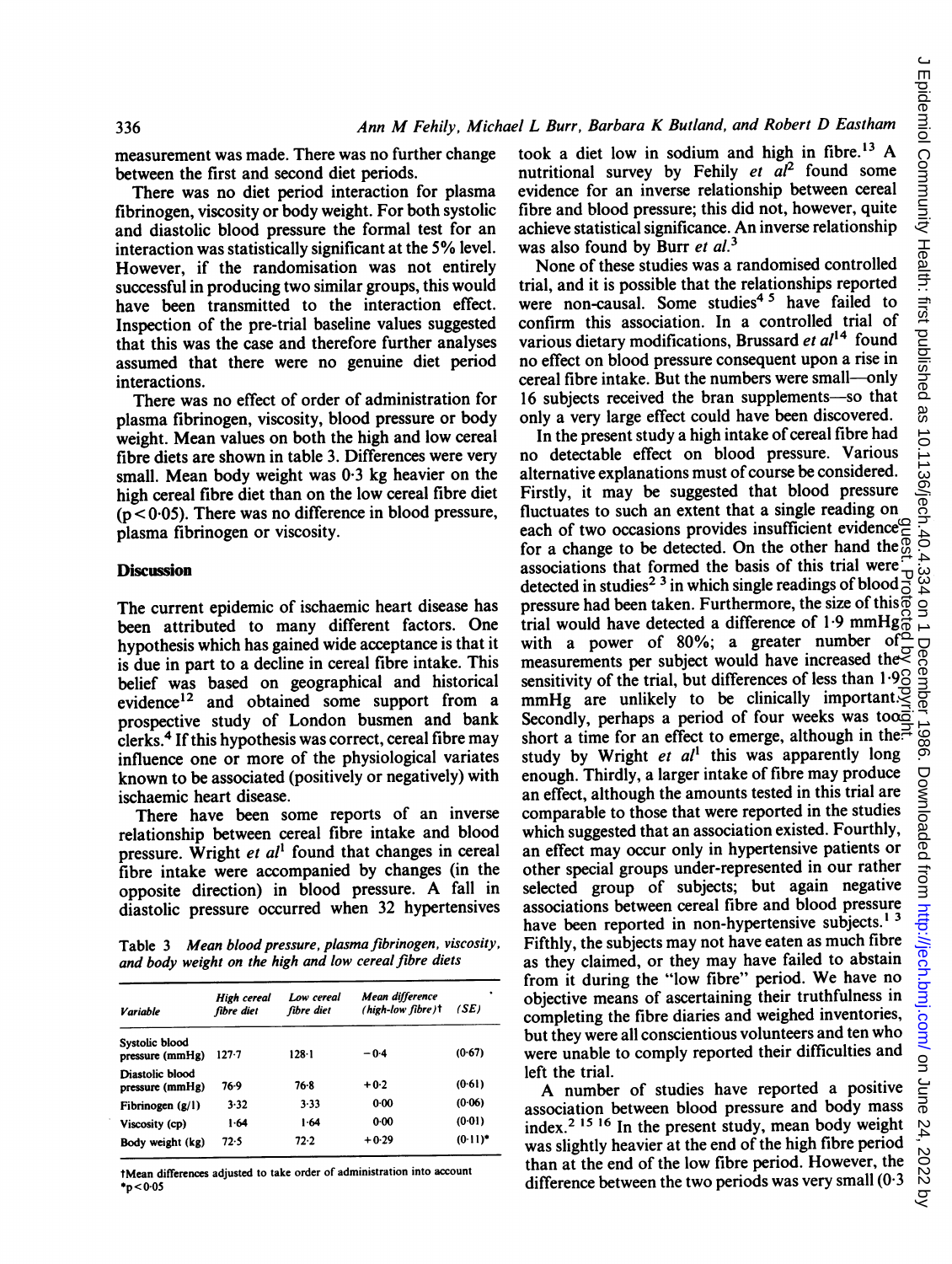measurement was made. There was no further change between the first and second diet periods.

There was no diet period interaction for plasma fibrinogen, viscosity or body weight. For both systolic and diastolic blood pressure the formal test for an interaction was statistically significant at the 5% level. However, if the randomisation was not entirely successful in producing two similar groups, this would have been transmitted to the interaction effect. Inspection of the pre-trial baseline values suggested that this was the case and therefore further analyses assumed that there were no genuine diet period interactions.

There was no effect of order of administration for plasma fibrinogen, viscosity, blood pressure or body weight. Mean values on both the high and low cereal fibre diets are shown in table 3. Differences were very small. Mean body weight was 0·3 kg heavier on the high cereal fibre diet than on the low cereal fibre diet ($p<0·05$). There was no difference in blood pressure, plasma fibrinogen or viscosity.

## Discussion

The current epidemic of ischaemic heart disease has been attributed to many different factors. One hypothesis which has gained wide acceptance is that it is due in part to a decline in cereal fibre intake. This belief was based on geographical and historical evidence[12] and obtained some support from a prospective study of London busmen and bank clerks.[4] If this hypothesis was correct, cereal fibre may influence one or more of the physiological variates known to be associated (positively or negatively) with ischaemic heart disease.

There have been some reports of an inverse relationship between cereal fibre intake and blood pressure. Wright *et al*[1] found that changes in cereal fibre intake were accompanied by changes (in the opposite direction) in blood pressure. A fall in diastolic pressure occurred when 32 hypertensives took a diet low in sodium and high in fibre.[13] A nutritional survey by Fehily *et al*[2] found some evidence for an inverse relationship between cereal fibre and blood pressure; this did not, however, quite achieve statistical significance. An inverse relationship was also found by Burr *et al*.[3]

None of these studies was a randomised controlled trial, and it is possible that the relationships reported were non-causal. Some studies[4 5] have failed to confirm this association. In a controlled trial of various dietary modifications, Brussard *et al*[14] found no effect on blood pressure consequent upon a rise in cereal fibre intake. But the numbers were small—only 16 subjects received the bran supplements—so that only a very large effect could have been discovered.

In the present study a high intake of cereal fibre had no detectable effect on blood pressure. Various alternative explanations must of course be considered. Firstly, it may be suggested that blood pressure fluctuates to such an extent that a single reading on each of two occasions provides insufficient evidence for a change to be detected. On the other hand the associations that formed the basis of this trial were detected in studies[2 3] in which single readings of blood pressure had been taken. Furthermore, the size of this trial would have detected a difference of 1·9 mmHg with a power of 80%; a greater number of measurements per subject would have increased the sensitivity of the trial, but differences of less than 1·9 mmHg are unlikely to be clinically important. Secondly, perhaps a period of four weeks was too short a time for an effect to emerge, although in the study by Wright *et al*[1] this was apparently long enough. Thirdly, a larger intake of fibre may produce an effect, although the amounts tested in this trial are comparable to those that were reported in the studies which suggested that an association existed. Fourthly, an effect may occur only in hypertensive patients or other special groups under-represented in our rather selected group of subjects; but again negative associations between cereal fibre and blood pressure have been reported in non-hypertensive subjects.[1 3] Fifthly, the subjects may not have eaten as much fibre as they claimed, or they may have failed to abstain from it during the "low fibre" period. We have no objective means of ascertaining their truthfulness in completing the fibre diaries and weighed inventories, but they were all conscientious volunteers and ten who were unable to comply reported their difficulties and left the trial.

A number of studies have reported a positive association between blood pressure and body mass index.[2 15 16] In the present study, mean body weight was slightly heavier at the end of the high fibre period than at the end of the low fibre period. However, the difference between the two periods was very small (0·3

*Table 3 Mean blood pressure, plasma fibrinogen, viscosity, and body weight on the high and low cereal fibre diets*

| Variable | High cereal fibre diet | Low cereal fibre diet | Mean difference (high-low fibre)† | (SE) |
|---|---|---|---|---|
| Systolic blood pressure (mmHg) | 127·7 | 128·1 | −0·4 | (0·67) |
| Diastolic blood pressure (mmHg) | 76·9 | 76·8 | +0·2 | (0·61) |
| Fibrinogen (g/l) | 3·32 | 3·33 | 0·00 | (0·06) |
| Viscosity (cp) | 1·64 | 1·64 | 0·00 | (0·01) |
| Body weight (kg) | 72·5 | 72·2 | +0·29 | (0·11)* |

†Mean differences adjusted to take order of administration into account
*$p<0·05$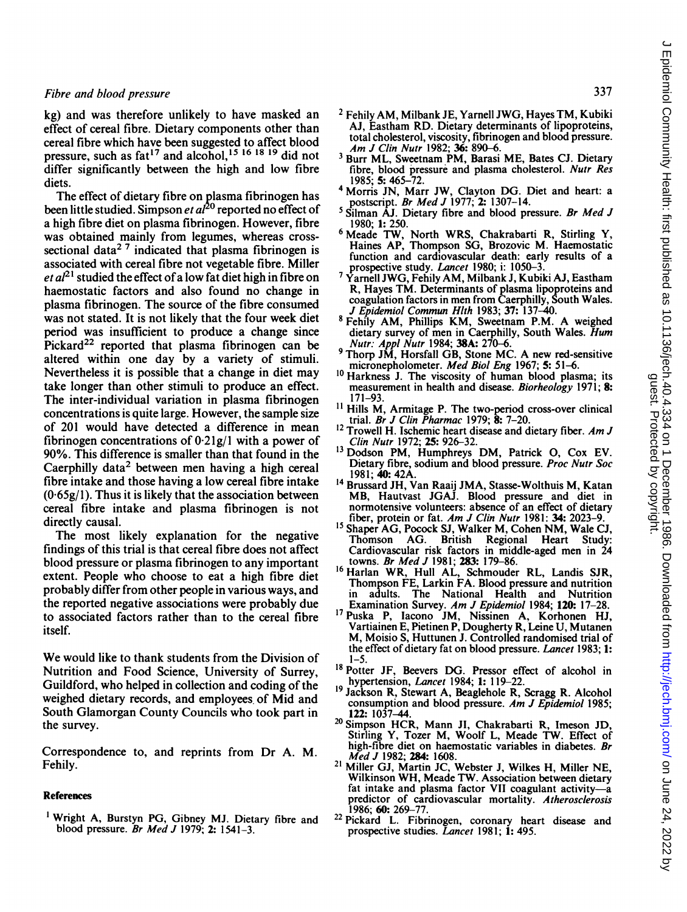kg) and was therefore unlikely to have masked an effect of cereal fibre. Dietary components other than cereal fibre which have been suggested to affect blood pressure, such as fat[17] and alcohol,[15 16 18 19] did not differ significantly between the high and low fibre diets.

The effect of dietary fibre on plasma fibrinogen has been little studied. Simpson *et al*[20] reported no effect of a high fibre diet on plasma fibrinogen. However, fibre was obtained mainly from legumes, whereas cross-sectional data[2 7] indicated that plasma fibrinogen is associated with cereal fibre not vegetable fibre. Miller *et al*[21] studied the effect of a low fat diet high in fibre on haemostatic factors and also found no change in plasma fibrinogen. The source of the fibre consumed was not stated. It is not likely that the four week diet period was insufficient to produce a change since Pickard[22] reported that plasma fibrinogen can be altered within one day by a variety of stimuli. Nevertheless it is possible that a change in diet may take longer than other stimuli to produce an effect. The inter-individual variation in plasma fibrinogen concentrations is quite large. However, the sample size of 201 would have detected a difference in mean fibrinogen concentrations of 0·21g/l with a power of 90%. This difference is smaller than that found in the Caerphilly data[2] between men having a high cereal fibre intake and those having a low cereal fibre intake (0·65g/l). Thus it is likely that the association between cereal fibre intake and plasma fibrinogen is not directly causal.

The most likely explanation for the negative findings of this trial is that cereal fibre does not affect blood pressure or plasma fibrinogen to any important extent. People who choose to eat a high fibre diet probably differ from other people in various ways, and the reported negative associations were probably due to associated factors rather than to the cereal fibre itself.

We would like to thank students from the Division of Nutrition and Food Science, University of Surrey, Guildford, who helped in collection and coding of the weighed dietary records, and employees of Mid and South Glamorgan County Councils who took part in the survey.

Correspondence to, and reprints from Dr A. M. Fehily.

## References

1. Wright A, Burstyn PG, Gibney MJ. Dietary fibre and blood pressure. *Br Med J* 1979; **2:** 1541–3.
2. Fehily AM, Milbank JE, Yarnell JWG, Hayes TM, Kubiki AJ, Eastham RD. Dietary determinants of lipoproteins, total cholesterol, viscosity, fibrinogen and blood pressure. *Am J Clin Nutr* 1982; **36:** 890–6.
3. Burr ML, Sweetnam PM, Barasi ME, Bates CJ. Dietary fibre, blood pressure and plasma cholesterol. *Nutr Res* 1985; **5:** 465–72.
4. Morris JN, Marr JW, Clayton DG. Diet and heart: a postscript. *Br Med J* 1977; **2:** 1307–14.
5. Silman AJ. Dietary fibre and blood pressure. *Br Med J* 1980; **1:** 250.
6. Meade TW, North WRS, Chakrabarti R, Stirling Y, Haines AP, Thompson SG, Brozovic M. Haemostatic function and cardiovascular death: early results of a prospective study. *Lancet* 1980; i: 1050–3.
7. Yarnell JWG, Fehily AM, Milbank JE, Kubiki AJ, Eastham R, Hayes TM. Determinants of plasma lipoproteins and coagulation factors in men from Caerphilly, South Wales. *J Epidemiol Commun Hlth* 1983; **37:** 137–40.
8. Fehily AM, Phillips KM, Sweetnam P.M. A weighed dietary survey of men in Caerphilly, South Wales. *Hum Nutr: Appl Nutr* 1984; **38A:** 270–6.
9. Thorp JM, Horsfall GB, Stone MC. A new red-sensitive micronephlometer. *Med Biol Eng* 1967; **5:** 51–6.
10. Harkness J. The viscosity of human blood plasma; its measurement in health and disease. *Biorheology* 1971; **8:** 171–93.
11. Hills M, Armitage P. The two-period cross-over clinical trial. *Br J Clin Pharmac* 1979; **8:** 7–20.
12. Trowell H. Ischemic heart disease and dietary fiber. *Am J Clin Nutr* 1972; **25:** 926–32.
13. Dodson PM, Humphreys DM, Patrick O, Cox EV. Dietary fibre, sodium and blood pressure. *Proc Nutr Soc* 1981; **40:** 42A.
14. Brussard JH, Van Raaij JMA, Stasse-Wolthuis M, Katan MB, Hautvast JGAJ. Blood pressure and diet in normotensive volunteers: absence of an effect of dietary fiber, protein or fat. *Am J Clin Nutr* 1981: **34:** 2023–9.
15. Shaper AG, Pocock SJ, Walker M, Cohen NM, Wale CJ, Thomson AG. British Regional Heart Study: Cardiovascular risk factors in middle-aged men in 24 towns. *Br Med J* 1981; **283:** 179–86.
16. Harlan WR, Hull AL, Schmouder RL, Landis SJR, Thompson FE, Larkin FA. Blood pressure and nutrition in adults. The National Health and Nutrition Examination Survey. *Am J Epidemiol* 1984; **120:** 17–28.
17. Puska P, Iacono JM, Nissinen A, Korhonen HJ, Vartiainen E, Pietinen P, Dougherty R, Leine U, Mutanen M, Moisio S, Huttunen J. Controlled randomised trial of the effect of dietary fat on blood pressure. *Lancet* 1983; **1:** 1–5.
18. Potter JF, Beevers DG. Pressor effect of alcohol in hypertension, *Lancet* 1984; **1:** 119–22.
19. Jackson R, Stewart A, Beaglehole R, Scragg R. Alcohol consumption and blood pressure. *Am J Epidemiol* 1985; **122:** 1037–44.
20. Simpson HCR, Mann JI, Chakrabarti R, Imeson JD, Stirling Y, Tozer M, Woolf L, Meade TW. Effect of high-fibre diet on haemostatic variables in diabetes. *Br Med J* 1982; **284:** 1608.
21. Miller GJ, Martin JC, Webster J, Wilkes H, Miller NE, Wilkinson WH, Meade TW. Association between dietary fat intake and plasma factor VII coagulant activity—a predictor of cardiovascular mortality. *Atherosclerosis* 1986; **60:** 269–77.
22. Pickard L. Fibrinogen, coronary heart disease and prospective studies. *Lancet* 1981; **1:** 495.